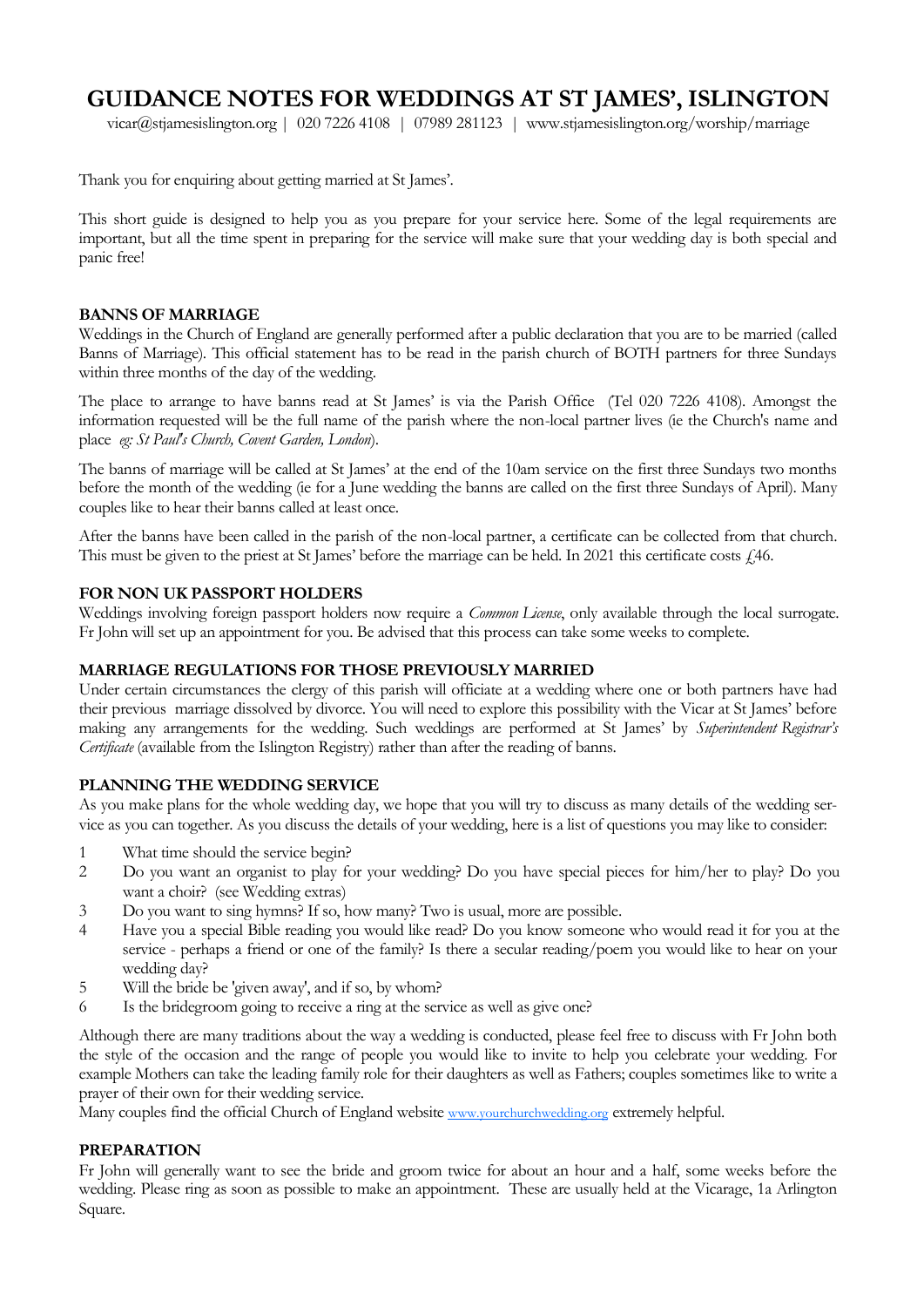# GUIDANCE NOTES FOR WEDDINGS AT ST JAMES', ISLINGTON

vicar@stjamesislington.org | 020 7226 4108 | 07989 281123 | www.stjamesislington.org/worship/marriage

Thank you for enquiring about getting married at St James'.

This short guide is designed to help you as you prepare for your service here. Some of the legal requirements are important, but all the time spent in preparing for the service will make sure that your wedding day is both special and panic free!

## BANNS OF MARRIAGE

Weddings in the Church of England are generally performed after a public declaration that you are to be married (called Banns of Marriage). This official statement has to be read in the parish church of BOTH partners for three Sundays within three months of the day of the wedding.

The place to arrange to have banns read at St James' is via the Parish Office (Tel 020 7226 4108). Amongst the information requested will be the full name of the parish where the non-local partner lives (ie the Church's name and place *eg: St Paul's Church, Covent Garden, London*).

The banns of marriage will be called at St James' at the end of the 10am service on the first three Sundays two months before the month of the wedding (ie for a June wedding the banns are called on the first three Sundays of April). Many couples like to hear their banns called at least once.

After the banns have been called in the parish of the non-local partner, a certificate can be collected from that church. This must be given to the priest at St James' before the marriage can be held. In 2021 this certificate costs £46.

## FOR NON UK PASSPORT HOLDERS

Weddings involving foreign passport holders now require a *Common License*, only available through the local surrogate. Fr John will set up an appointment for you. Be advised that this process can take some weeks to complete.

## MARRIAGE REGULATIONS FOR THOSE PREVIOUSLY MARRIED

Under certain circumstances the clergy of this parish will officiate at a wedding where one or both partners have had their previous marriage dissolved by divorce. You will need to explore this possibility with the Vicar at St James' before making any arrangements for the wedding. Such weddings are performed at St James' by *Superintendent Registrar's Certificate* (available from the Islington Registry) rather than after the reading of banns.

## PLANNING THE WEDDING SERVICE

As you make plans for the whole wedding day, we hope that you will try to discuss as many details of the wedding service as you can together. As you discuss the details of your wedding, here is a list of questions you may like to consider:

1. What time should the service begin?
2. Do you want an organist to play for your wedding? Do you have special pieces for him/her to play? Do you want a choir? (see Wedding extras)
3. Do you want to sing hymns? If so, how many? Two is usual, more are possible.
4. Have you a special Bible reading you would like read? Do you know someone who would read it for you at the service - perhaps a friend or one of the family? Is there a secular reading/poem you would like to hear on your wedding day?
5. Will the bride be 'given away', and if so, by whom?
6. Is the bridegroom going to receive a ring at the service as well as give one?

Although there are many traditions about the way a wedding is conducted, please feel free to discuss with Fr John both the style of the occasion and the range of people you would like to invite to help you celebrate your wedding. For example Mothers can take the leading family role for their daughters as well as Fathers; couples sometimes like to write a prayer of their own for their wedding service.

Many couples find the official Church of England website www.yourchurchwedding.org extremely helpful.

## PREPARATION

Fr John will generally want to see the bride and groom twice for about an hour and a half, some weeks before the wedding. Please ring as soon as possible to make an appointment. These are usually held at the Vicarage, 1a Arlington Square.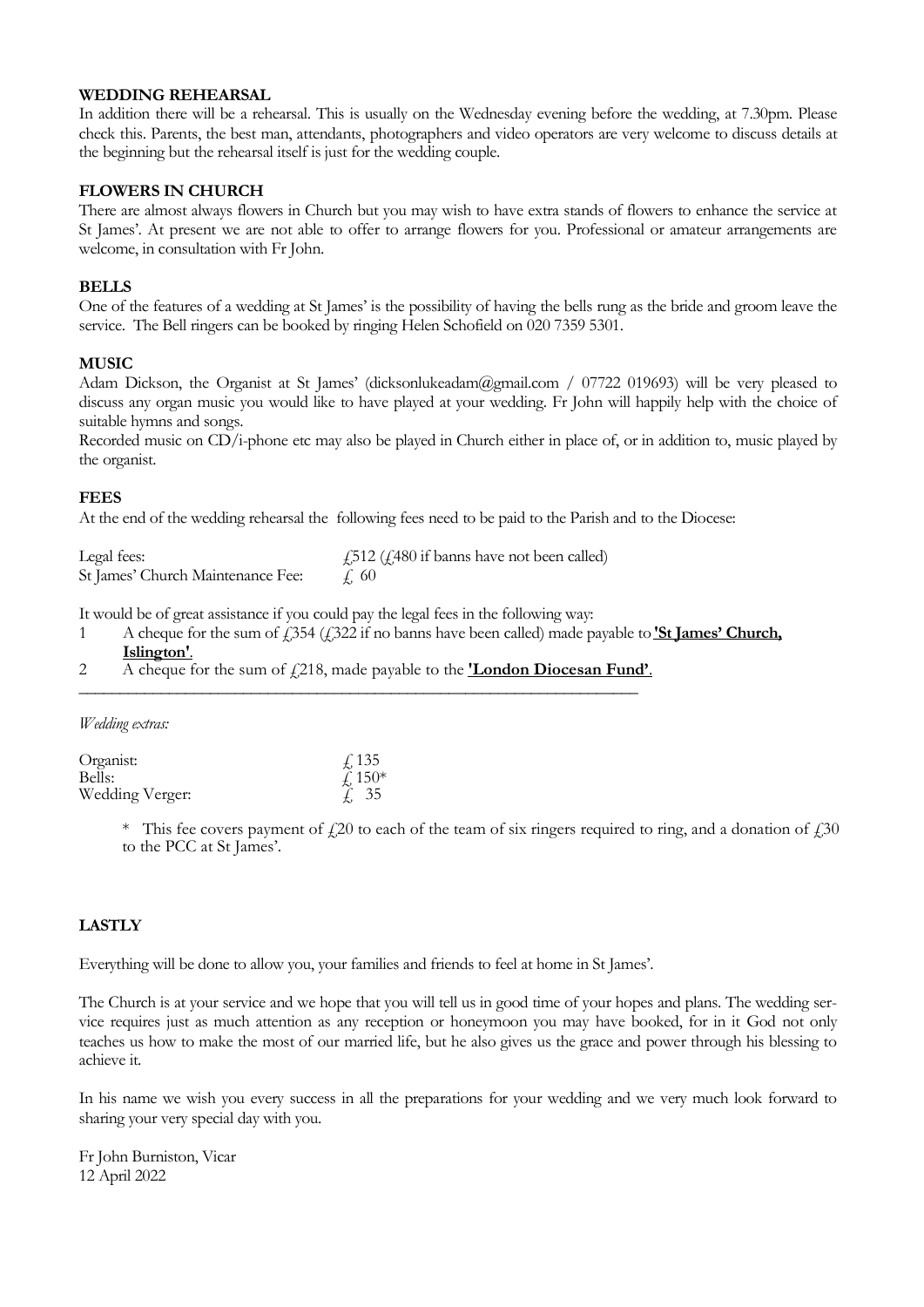**WEDDING REHEARSAL**

In addition there will be a rehearsal. This is usually on the Wednesday evening before the wedding, at 7.30pm. Please check this. Parents, the best man, attendants, photographers and video operators are very welcome to discuss details at the beginning but the rehearsal itself is just for the wedding couple.

**FLOWERS IN CHURCH**

There are almost always flowers in Church but you may wish to have extra stands of flowers to enhance the service at St James'. At present we are not able to offer to arrange flowers for you. Professional or amateur arrangements are welcome, in consultation with Fr John.

**BELLS**

One of the features of a wedding at St James' is the possibility of having the bells rung as the bride and groom leave the service. The Bell ringers can be booked by ringing Helen Schofield on 020 7359 5301.

**MUSIC**

Adam Dickson, the Organist at St James' (dicksonlukeadam@gmail.com / 07722 019693) will be very pleased to discuss any organ music you would like to have played at your wedding. Fr John will happily help with the choice of suitable hymns and songs.

Recorded music on CD/i-phone etc may also be played in Church either in place of, or in addition to, music played by the organist.

**FEES**

At the end of the wedding rehearsal the following fees need to be paid to the Parish and to the Diocese:

| | |
|---|---|
| Legal fees: | £512 (£480 if banns have not been called) |
| St James' Church Maintenance Fee: | £ 60 |

It would be of great assistance if you could pay the legal fees in the following way:

1. A cheque for the sum of £354 (£322 if no banns have been called) made payable to **'St James' Church, Islington'**.
2. A cheque for the sum of £218, made payable to the **'London Diocesan Fund'**.

---

*Wedding extras:*

| | |
|---|---|
| Organist: | £ 135 |
| Bells: | £ 150* |
| Wedding Verger: | £ 35 |

\* This fee covers payment of £20 to each of the team of six ringers required to ring, and a donation of £30 to the PCC at St James'.

**LASTLY**

Everything will be done to allow you, your families and friends to feel at home in St James'.

The Church is at your service and we hope that you will tell us in good time of your hopes and plans. The wedding service requires just as much attention as any reception or honeymoon you may have booked, for in it God not only teaches us how to make the most of our married life, but he also gives us the grace and power through his blessing to achieve it.

In his name we wish you every success in all the preparations for your wedding and we very much look forward to sharing your very special day with you.

Fr John Burniston, Vicar
12 April 2022